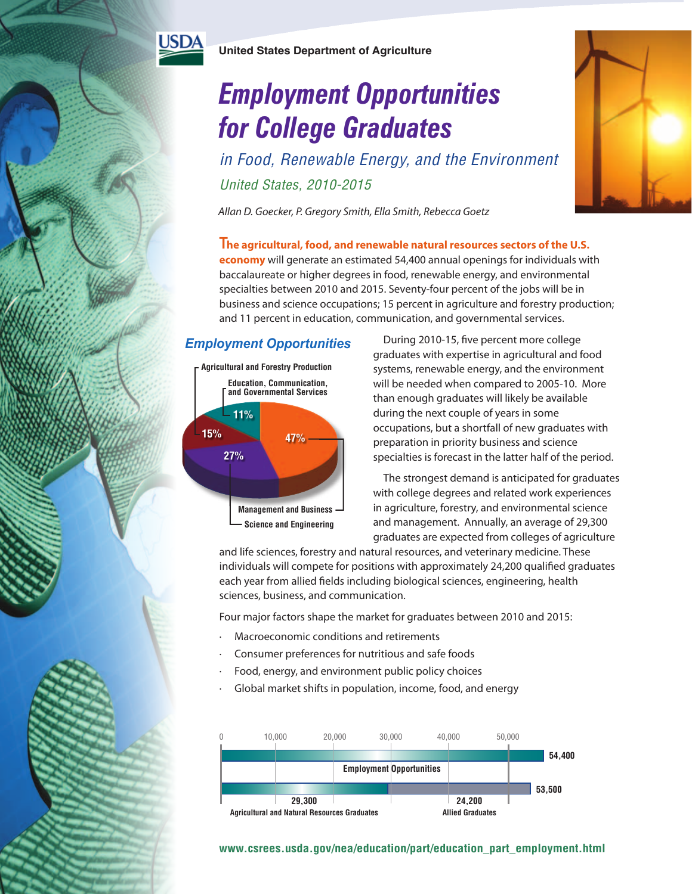United States Department of Agriculture

# Employment Opportunities for College Graduates

## in Food, Renewable Energy, and the Environment

### United States, 2010-2015

*Allan D. Goecker, P. Gregory Smith, Ella Smith, Rebecca Goetz*

**The agricultural, food, and renewable natural resources sectors of the U.S. economy** will generate an estimated 54,400 annual openings for individuals with baccalaureate or higher degrees in food, renewable energy, and environmental specialties between 2010 and 2015. Seventy-four percent of the jobs will be in business and science occupations; 15 percent in agriculture and forestry production; and 11 percent in education, communication, and governmental services.

### Employment Opportunities

| Category | Percent |
|---|---|
| Science and Engineering | 47% |
| Management and Business | 27% |
| Agricultural and Forestry Production | 15% |
| Education, Communication, and Governmental Services | 11% |

During 2010-15, five percent more college graduates with expertise in agricultural and food systems, renewable energy, and the environment will be needed when compared to 2005-10. More than enough graduates will likely be available during the next couple of years in some occupations, but a shortfall of new graduates with preparation in priority business and science specialties is forecast in the latter half of the period.

The strongest demand is anticipated for graduates with college degrees and related work experiences in agriculture, forestry, and environmental science and management. Annually, an average of 29,300 graduates are expected from colleges of agriculture and life sciences, forestry and natural resources, and veterinary medicine. These individuals will compete for positions with approximately 24,200 qualified graduates each year from allied fields including biological sciences, engineering, health sciences, business, and communication.

Four major factors shape the market for graduates between 2010 and 2015:

- Macroeconomic conditions and retirements
- Consumer preferences for nutritious and safe foods
- Food, energy, and environment public policy choices
- Global market shifts in population, income, food, and energy

| | Agricultural and Natural Resources Graduates | Allied Graduates | Total |
|---|---|---|---|
| Employment Opportunities | | | 54,400 |
| Graduates | 29,300 | 24,200 | 53,500 |

www.csrees.usda.gov/nea/education/part/education_part_employment.html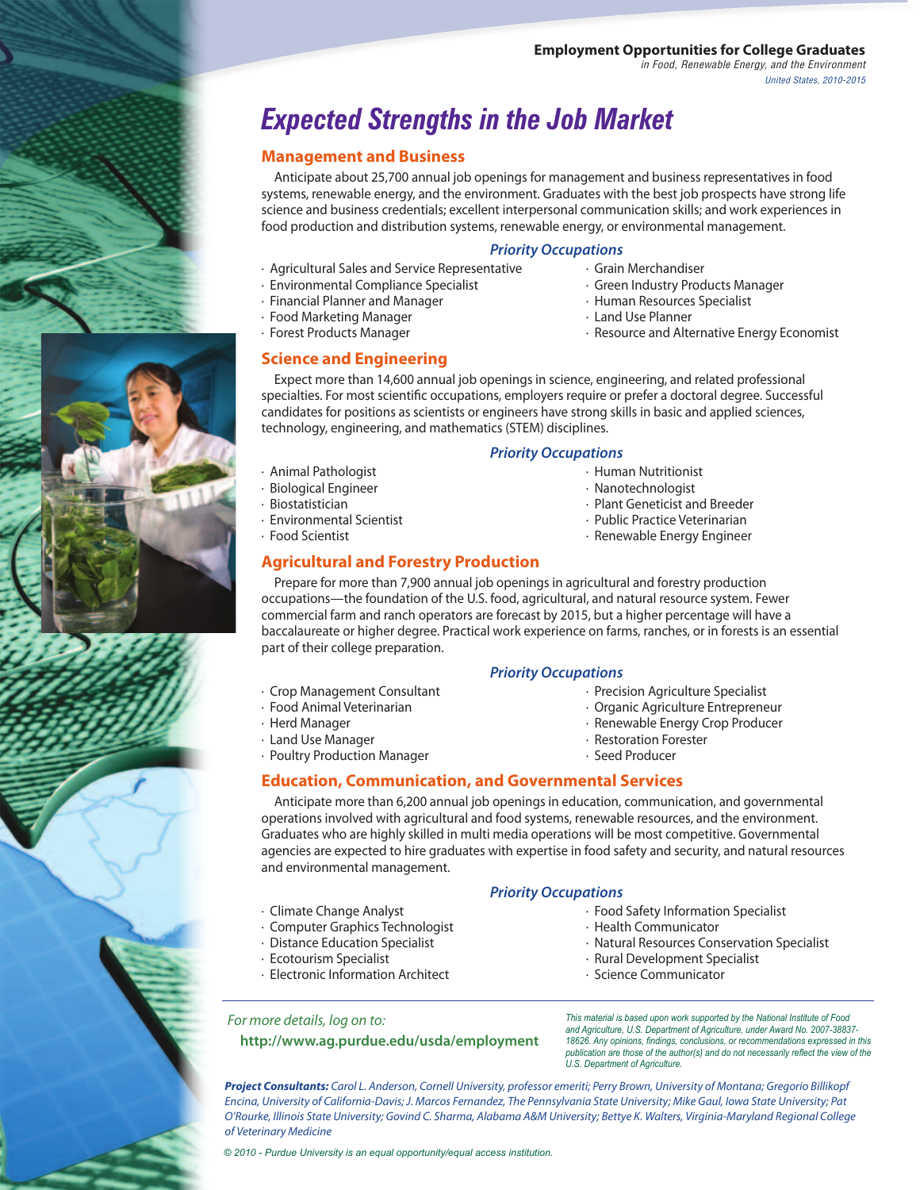**Employment Opportunities for College Graduates**
*in Food, Renewable Energy, and the Environment*
*United States, 2010-2015*

# Expected Strengths in the Job Market

## Management and Business

Anticipate about 25,700 annual job openings for management and business representatives in food systems, renewable energy, and the environment. Graduates with the best job prospects have strong life science and business credentials; excellent interpersonal communication skills; and work experiences in food production and distribution systems, renewable energy, or environmental management.

### *Priority Occupations*

- Agricultural Sales and Service Representative
- Environmental Compliance Specialist
- Financial Planner and Manager
- Food Marketing Manager
- Forest Products Manager
- Grain Merchandiser
- Green Industry Products Manager
- Human Resources Specialist
- Land Use Planner
- Resource and Alternative Energy Economist

## Science and Engineering

Expect more than 14,600 annual job openings in science, engineering, and related professional specialties. For most scientific occupations, employers require or prefer a doctoral degree. Successful candidates for positions as scientists or engineers have strong skills in basic and applied sciences, technology, engineering, and mathematics (STEM) disciplines.

### *Priority Occupations*

- Animal Pathologist
- Biological Engineer
- Biostatistician
- Environmental Scientist
- Food Scientist
- Human Nutritionist
- Nanotechnologist
- Plant Geneticist and Breeder
- Public Practice Veterinarian
- Renewable Energy Engineer

## Agricultural and Forestry Production

Prepare for more than 7,900 annual job openings in agricultural and forestry production occupations—the foundation of the U.S. food, agricultural, and natural resource system. Fewer commercial farm and ranch operators are forecast by 2015, but a higher percentage will have a baccalaureate or higher degree. Practical work experience on farms, ranches, or in forests is an essential part of their college preparation.

### *Priority Occupations*

- Crop Management Consultant
- Food Animal Veterinarian
- Herd Manager
- Land Use Manager
- Poultry Production Manager
- Precision Agriculture Specialist
- Organic Agriculture Entrepreneur
- Renewable Energy Crop Producer
- Restoration Forester
- Seed Producer

## Education, Communication, and Governmental Services

Anticipate more than 6,200 annual job openings in education, communication, and governmental operations involved with agricultural and food systems, renewable resources, and the environment. Graduates who are highly skilled in multi media operations will be most competitive. Governmental agencies are expected to hire graduates with expertise in food safety and security, and natural resources and environmental management.

### *Priority Occupations*

- Climate Change Analyst
- Computer Graphics Technologist
- Distance Education Specialist
- Ecotourism Specialist
- Electronic Information Architect
- Food Safety Information Specialist
- Health Communicator
- Natural Resources Conservation Specialist
- Rural Development Specialist
- Science Communicator

---

*For more details, log on to:*
**http://www.ag.purdue.edu/usda/employment**

*This material is based upon work supported by the National Institute of Food and Agriculture, U.S. Department of Agriculture, under Award No. 2007-38837-18626. Any opinions, findings, conclusions, or recommendations expressed in this publication are those of the author(s) and do not necessarily reflect the view of the U.S. Department of Agriculture.*

***Project Consultants:*** *Carol L. Anderson, Cornell University, professor emeriti; Perry Brown, University of Montana; Gregorio Billikopf Encina, University of California-Davis; J. Marcos Fernandez, The Pennsylvania State University; Mike Gaul, Iowa State University; Pat O'Rourke, Illinois State University; Govind C. Sharma, Alabama A&M University; Bettye K. Walters, Virginia-Maryland Regional College of Veterinary Medicine*

*© 2010 - Purdue University is an equal opportunity/equal access institution.*